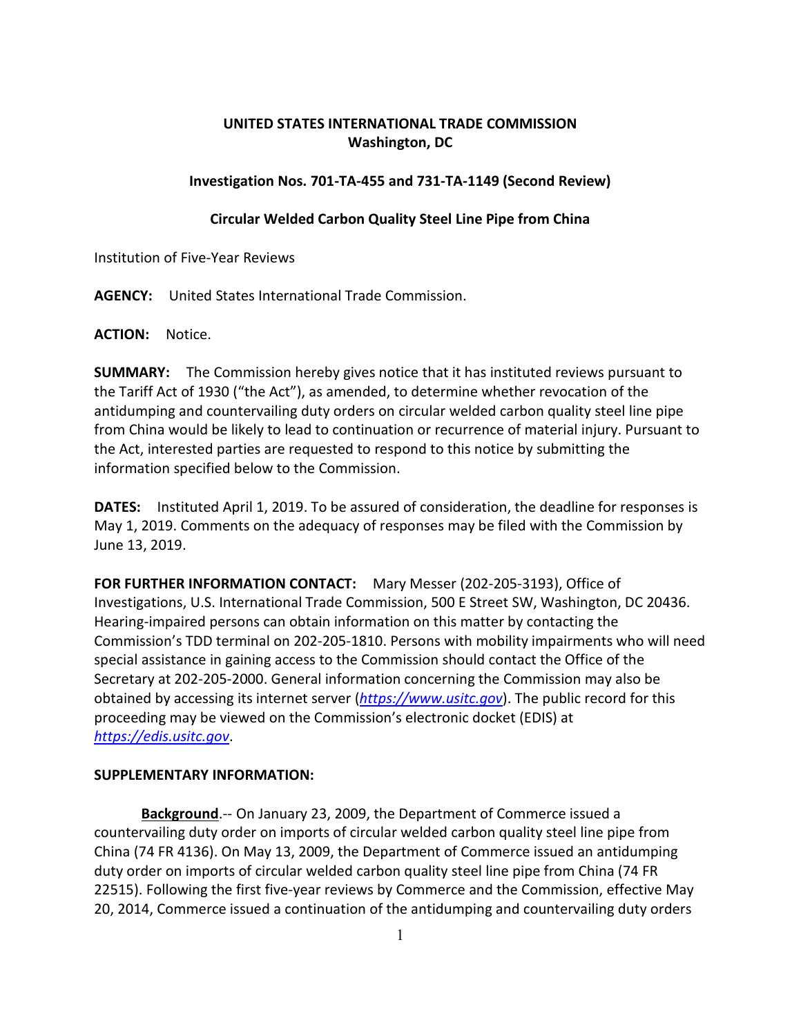**UNITED STATES INTERNATIONAL TRADE COMMISSION**
**Washington, DC**

**Investigation Nos. 701-TA-455 and 731-TA-1149 (Second Review)**

**Circular Welded Carbon Quality Steel Line Pipe from China**

Institution of Five-Year Reviews

**AGENCY:** United States International Trade Commission.

**ACTION:** Notice.

**SUMMARY:** The Commission hereby gives notice that it has instituted reviews pursuant to the Tariff Act of 1930 ("the Act"), as amended, to determine whether revocation of the antidumping and countervailing duty orders on circular welded carbon quality steel line pipe from China would be likely to lead to continuation or recurrence of material injury. Pursuant to the Act, interested parties are requested to respond to this notice by submitting the information specified below to the Commission.

**DATES:** Instituted April 1, 2019. To be assured of consideration, the deadline for responses is May 1, 2019. Comments on the adequacy of responses may be filed with the Commission by June 13, 2019.

**FOR FURTHER INFORMATION CONTACT:** Mary Messer (202-205-3193), Office of Investigations, U.S. International Trade Commission, 500 E Street SW, Washington, DC 20436. Hearing-impaired persons can obtain information on this matter by contacting the Commission's TDD terminal on 202-205-1810. Persons with mobility impairments who will need special assistance in gaining access to the Commission should contact the Office of the Secretary at 202-205-2000. General information concerning the Commission may also be obtained by accessing its internet server (*https://www.usitc.gov*). The public record for this proceeding may be viewed on the Commission's electronic docket (EDIS) at *https://edis.usitc.gov*.

**SUPPLEMENTARY INFORMATION:**

**Background**.-- On January 23, 2009, the Department of Commerce issued a countervailing duty order on imports of circular welded carbon quality steel line pipe from China (74 FR 4136). On May 13, 2009, the Department of Commerce issued an antidumping duty order on imports of circular welded carbon quality steel line pipe from China (74 FR 22515). Following the first five-year reviews by Commerce and the Commission, effective May 20, 2014, Commerce issued a continuation of the antidumping and countervailing duty orders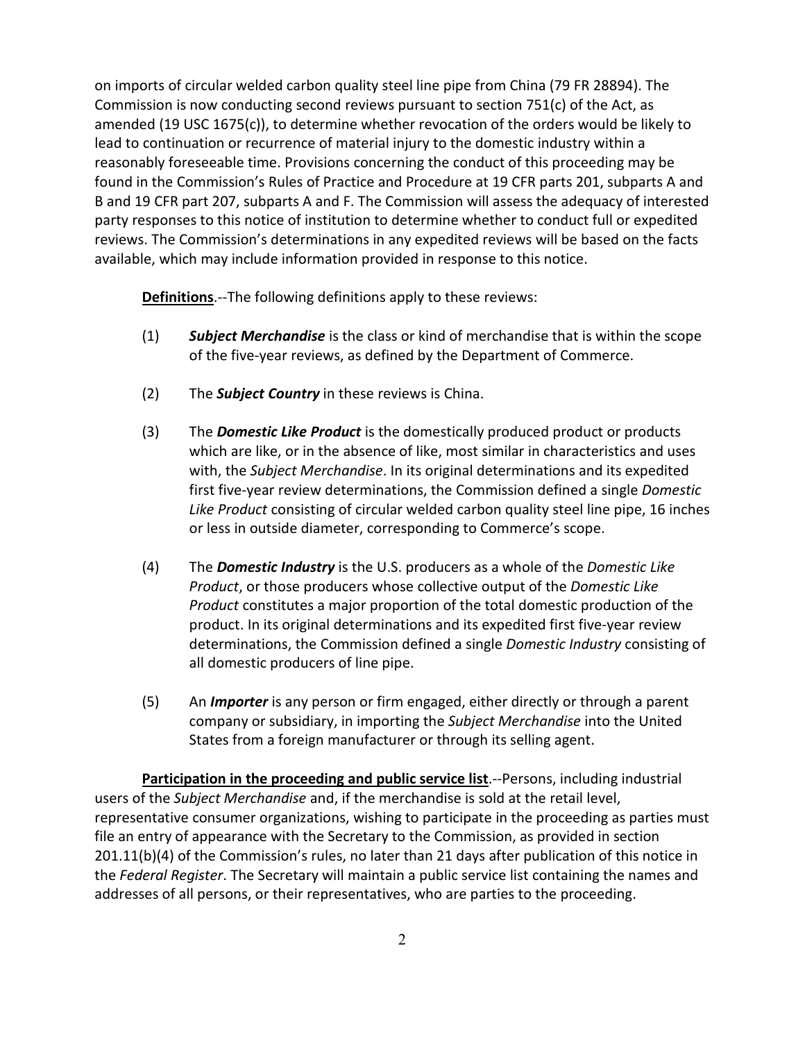on imports of circular welded carbon quality steel line pipe from China (79 FR 28894). The Commission is now conducting second reviews pursuant to section 751(c) of the Act, as amended (19 USC 1675(c)), to determine whether revocation of the orders would be likely to lead to continuation or recurrence of material injury to the domestic industry within a reasonably foreseeable time. Provisions concerning the conduct of this proceeding may be found in the Commission's Rules of Practice and Procedure at 19 CFR parts 201, subparts A and B and 19 CFR part 207, subparts A and F. The Commission will assess the adequacy of interested party responses to this notice of institution to determine whether to conduct full or expedited reviews. The Commission's determinations in any expedited reviews will be based on the facts available, which may include information provided in response to this notice.

**Definitions**.--The following definitions apply to these reviews:

(1) ***Subject Merchandise*** is the class or kind of merchandise that is within the scope of the five-year reviews, as defined by the Department of Commerce.

(2) The ***Subject Country*** in these reviews is China.

(3) The ***Domestic Like Product*** is the domestically produced product or products which are like, or in the absence of like, most similar in characteristics and uses with, the *Subject Merchandise*. In its original determinations and its expedited first five-year review determinations, the Commission defined a single *Domestic Like Product* consisting of circular welded carbon quality steel line pipe, 16 inches or less in outside diameter, corresponding to Commerce's scope.

(4) The ***Domestic Industry*** is the U.S. producers as a whole of the *Domestic Like Product*, or those producers whose collective output of the *Domestic Like Product* constitutes a major proportion of the total domestic production of the product. In its original determinations and its expedited first five-year review determinations, the Commission defined a single *Domestic Industry* consisting of all domestic producers of line pipe.

(5) An ***Importer*** is any person or firm engaged, either directly or through a parent company or subsidiary, in importing the *Subject Merchandise* into the United States from a foreign manufacturer or through its selling agent.

**Participation in the proceeding and public service list**.--Persons, including industrial users of the *Subject Merchandise* and, if the merchandise is sold at the retail level, representative consumer organizations, wishing to participate in the proceeding as parties must file an entry of appearance with the Secretary to the Commission, as provided in section 201.11(b)(4) of the Commission's rules, no later than 21 days after publication of this notice in the *Federal Register*. The Secretary will maintain a public service list containing the names and addresses of all persons, or their representatives, who are parties to the proceeding.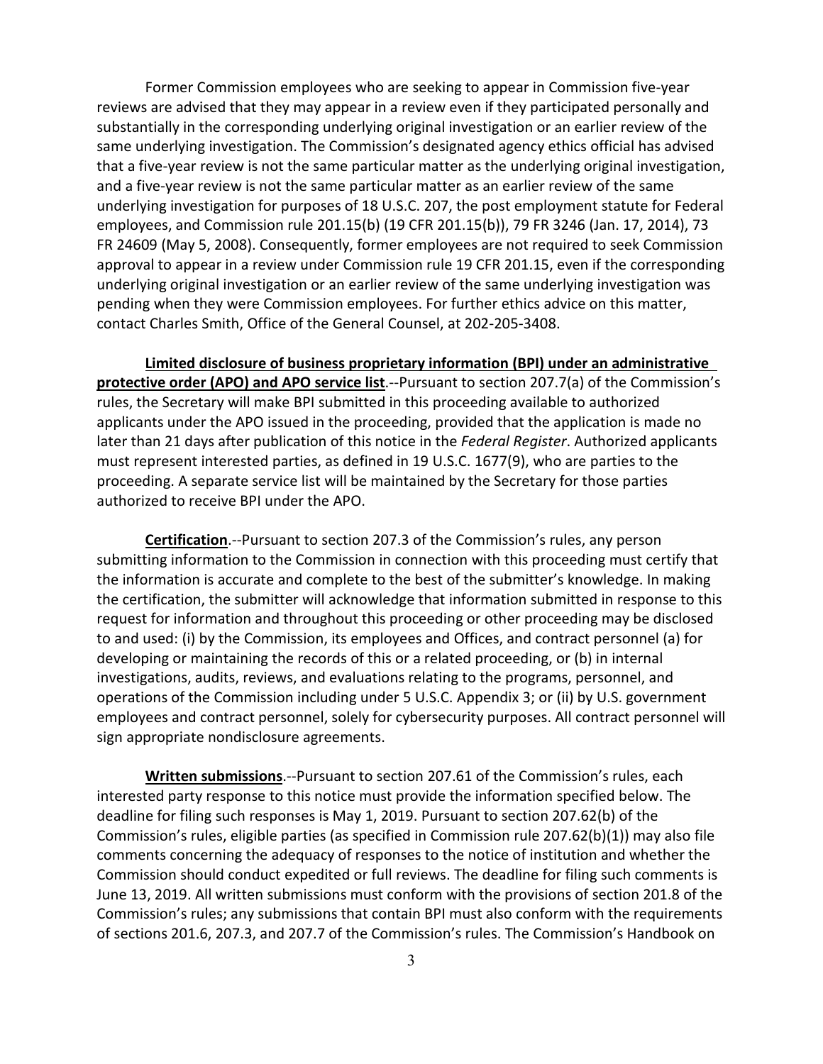Former Commission employees who are seeking to appear in Commission five-year reviews are advised that they may appear in a review even if they participated personally and substantially in the corresponding underlying original investigation or an earlier review of the same underlying investigation. The Commission's designated agency ethics official has advised that a five-year review is not the same particular matter as the underlying original investigation, and a five-year review is not the same particular matter as an earlier review of the same underlying investigation for purposes of 18 U.S.C. 207, the post employment statute for Federal employees, and Commission rule 201.15(b) (19 CFR 201.15(b)), 79 FR 3246 (Jan. 17, 2014), 73 FR 24609 (May 5, 2008). Consequently, former employees are not required to seek Commission approval to appear in a review under Commission rule 19 CFR 201.15, even if the corresponding underlying original investigation or an earlier review of the same underlying investigation was pending when they were Commission employees. For further ethics advice on this matter, contact Charles Smith, Office of the General Counsel, at 202-205-3408.

**Limited disclosure of business proprietary information (BPI) under an administrative protective order (APO) and APO service list**.--Pursuant to section 207.7(a) of the Commission's rules, the Secretary will make BPI submitted in this proceeding available to authorized applicants under the APO issued in the proceeding, provided that the application is made no later than 21 days after publication of this notice in the *Federal Register*. Authorized applicants must represent interested parties, as defined in 19 U.S.C. 1677(9), who are parties to the proceeding. A separate service list will be maintained by the Secretary for those parties authorized to receive BPI under the APO.

**Certification**.--Pursuant to section 207.3 of the Commission's rules, any person submitting information to the Commission in connection with this proceeding must certify that the information is accurate and complete to the best of the submitter's knowledge. In making the certification, the submitter will acknowledge that information submitted in response to this request for information and throughout this proceeding or other proceeding may be disclosed to and used: (i) by the Commission, its employees and Offices, and contract personnel (a) for developing or maintaining the records of this or a related proceeding, or (b) in internal investigations, audits, reviews, and evaluations relating to the programs, personnel, and operations of the Commission including under 5 U.S.C. Appendix 3; or (ii) by U.S. government employees and contract personnel, solely for cybersecurity purposes. All contract personnel will sign appropriate nondisclosure agreements.

**Written submissions**.--Pursuant to section 207.61 of the Commission's rules, each interested party response to this notice must provide the information specified below. The deadline for filing such responses is May 1, 2019. Pursuant to section 207.62(b) of the Commission's rules, eligible parties (as specified in Commission rule 207.62(b)(1)) may also file comments concerning the adequacy of responses to the notice of institution and whether the Commission should conduct expedited or full reviews. The deadline for filing such comments is June 13, 2019. All written submissions must conform with the provisions of section 201.8 of the Commission's rules; any submissions that contain BPI must also conform with the requirements of sections 201.6, 207.3, and 207.7 of the Commission's rules. The Commission's Handbook on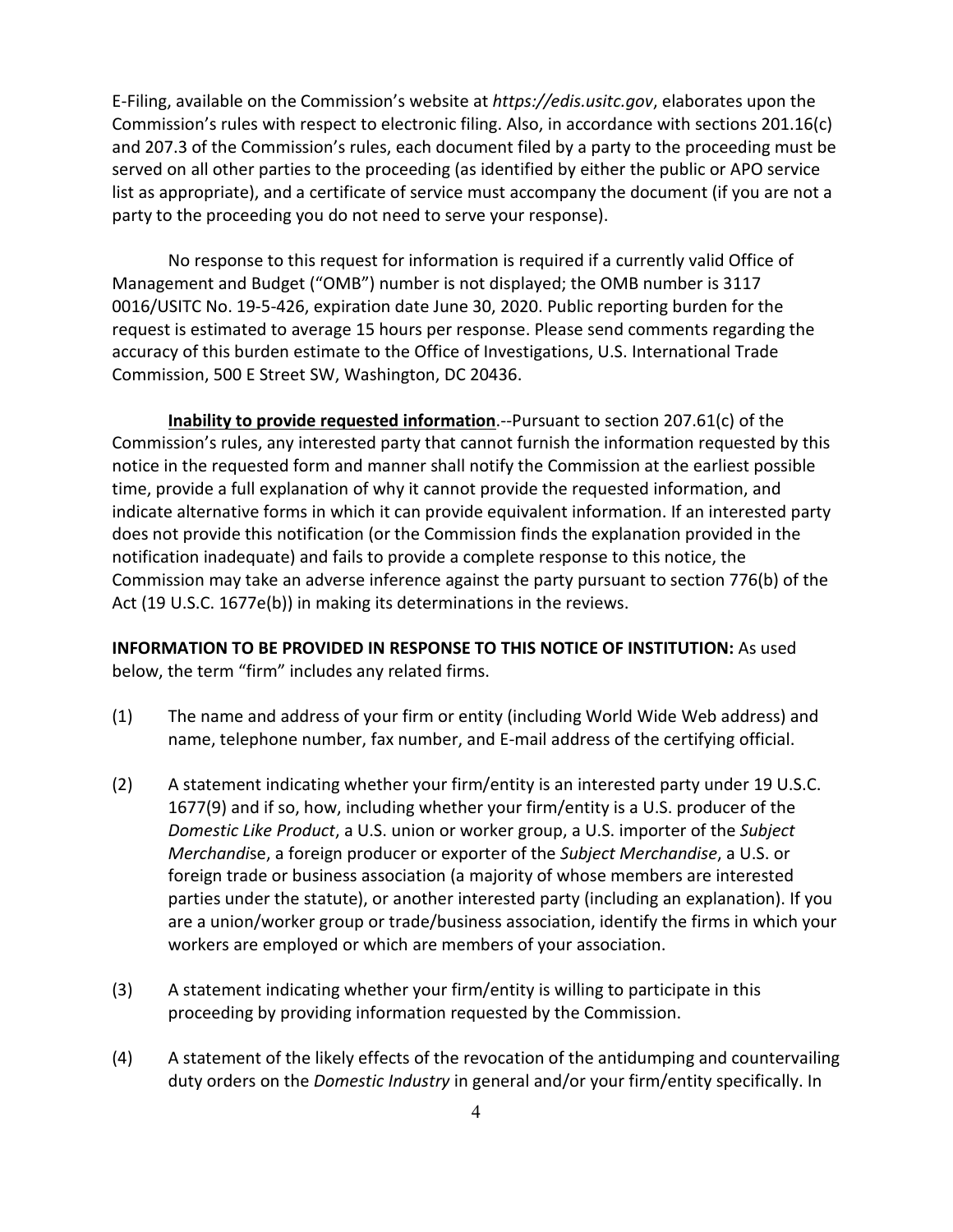E-Filing, available on the Commission's website at *https://edis.usitc.gov*, elaborates upon the Commission's rules with respect to electronic filing. Also, in accordance with sections 201.16(c) and 207.3 of the Commission's rules, each document filed by a party to the proceeding must be served on all other parties to the proceeding (as identified by either the public or APO service list as appropriate), and a certificate of service must accompany the document (if you are not a party to the proceeding you do not need to serve your response).

No response to this request for information is required if a currently valid Office of Management and Budget ("OMB") number is not displayed; the OMB number is 3117 0016/USITC No. 19-5-426, expiration date June 30, 2020. Public reporting burden for the request is estimated to average 15 hours per response. Please send comments regarding the accuracy of this burden estimate to the Office of Investigations, U.S. International Trade Commission, 500 E Street SW, Washington, DC 20436.

**Inability to provide requested information**.--Pursuant to section 207.61(c) of the Commission's rules, any interested party that cannot furnish the information requested by this notice in the requested form and manner shall notify the Commission at the earliest possible time, provide a full explanation of why it cannot provide the requested information, and indicate alternative forms in which it can provide equivalent information. If an interested party does not provide this notification (or the Commission finds the explanation provided in the notification inadequate) and fails to provide a complete response to this notice, the Commission may take an adverse inference against the party pursuant to section 776(b) of the Act (19 U.S.C. 1677e(b)) in making its determinations in the reviews.

**INFORMATION TO BE PROVIDED IN RESPONSE TO THIS NOTICE OF INSTITUTION:** As used below, the term "firm" includes any related firms.

(1) The name and address of your firm or entity (including World Wide Web address) and name, telephone number, fax number, and E-mail address of the certifying official.

(2) A statement indicating whether your firm/entity is an interested party under 19 U.S.C. 1677(9) and if so, how, including whether your firm/entity is a U.S. producer of the *Domestic Like Product*, a U.S. union or worker group, a U.S. importer of the *Subject Merchandise*, a foreign producer or exporter of the *Subject Merchandise*, a U.S. or foreign trade or business association (a majority of whose members are interested parties under the statute), or another interested party (including an explanation). If you are a union/worker group or trade/business association, identify the firms in which your workers are employed or which are members of your association.

(3) A statement indicating whether your firm/entity is willing to participate in this proceeding by providing information requested by the Commission.

(4) A statement of the likely effects of the revocation of the antidumping and countervailing duty orders on the *Domestic Industry* in general and/or your firm/entity specifically. In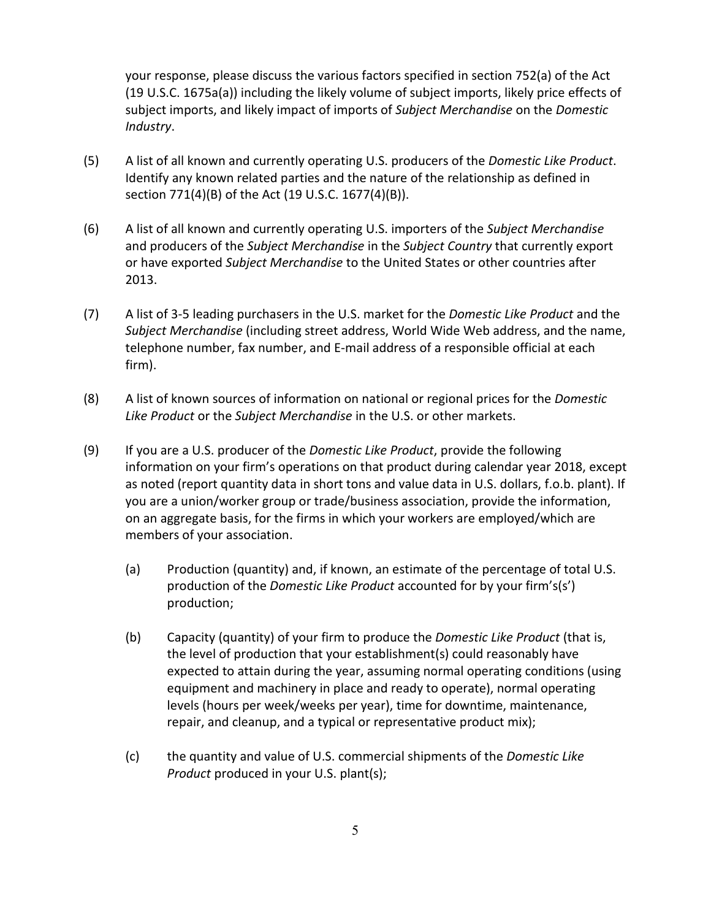your response, please discuss the various factors specified in section 752(a) of the Act (19 U.S.C. 1675a(a)) including the likely volume of subject imports, likely price effects of subject imports, and likely impact of imports of *Subject Merchandise* on the *Domestic Industry*.

(5) A list of all known and currently operating U.S. producers of the *Domestic Like Product*. Identify any known related parties and the nature of the relationship as defined in section 771(4)(B) of the Act (19 U.S.C. 1677(4)(B)).

(6) A list of all known and currently operating U.S. importers of the *Subject Merchandise* and producers of the *Subject Merchandise* in the *Subject Country* that currently export or have exported *Subject Merchandise* to the United States or other countries after 2013.

(7) A list of 3-5 leading purchasers in the U.S. market for the *Domestic Like Product* and the *Subject Merchandise* (including street address, World Wide Web address, and the name, telephone number, fax number, and E-mail address of a responsible official at each firm).

(8) A list of known sources of information on national or regional prices for the *Domestic Like Product* or the *Subject Merchandise* in the U.S. or other markets.

(9) If you are a U.S. producer of the *Domestic Like Product*, provide the following information on your firm's operations on that product during calendar year 2018, except as noted (report quantity data in short tons and value data in U.S. dollars, f.o.b. plant). If you are a union/worker group or trade/business association, provide the information, on an aggregate basis, for the firms in which your workers are employed/which are members of your association.

   (a) Production (quantity) and, if known, an estimate of the percentage of total U.S. production of the *Domestic Like Product* accounted for by your firm's(s') production;

   (b) Capacity (quantity) of your firm to produce the *Domestic Like Product* (that is, the level of production that your establishment(s) could reasonably have expected to attain during the year, assuming normal operating conditions (using equipment and machinery in place and ready to operate), normal operating levels (hours per week/weeks per year), time for downtime, maintenance, repair, and cleanup, and a typical or representative product mix);

   (c) the quantity and value of U.S. commercial shipments of the *Domestic Like Product* produced in your U.S. plant(s);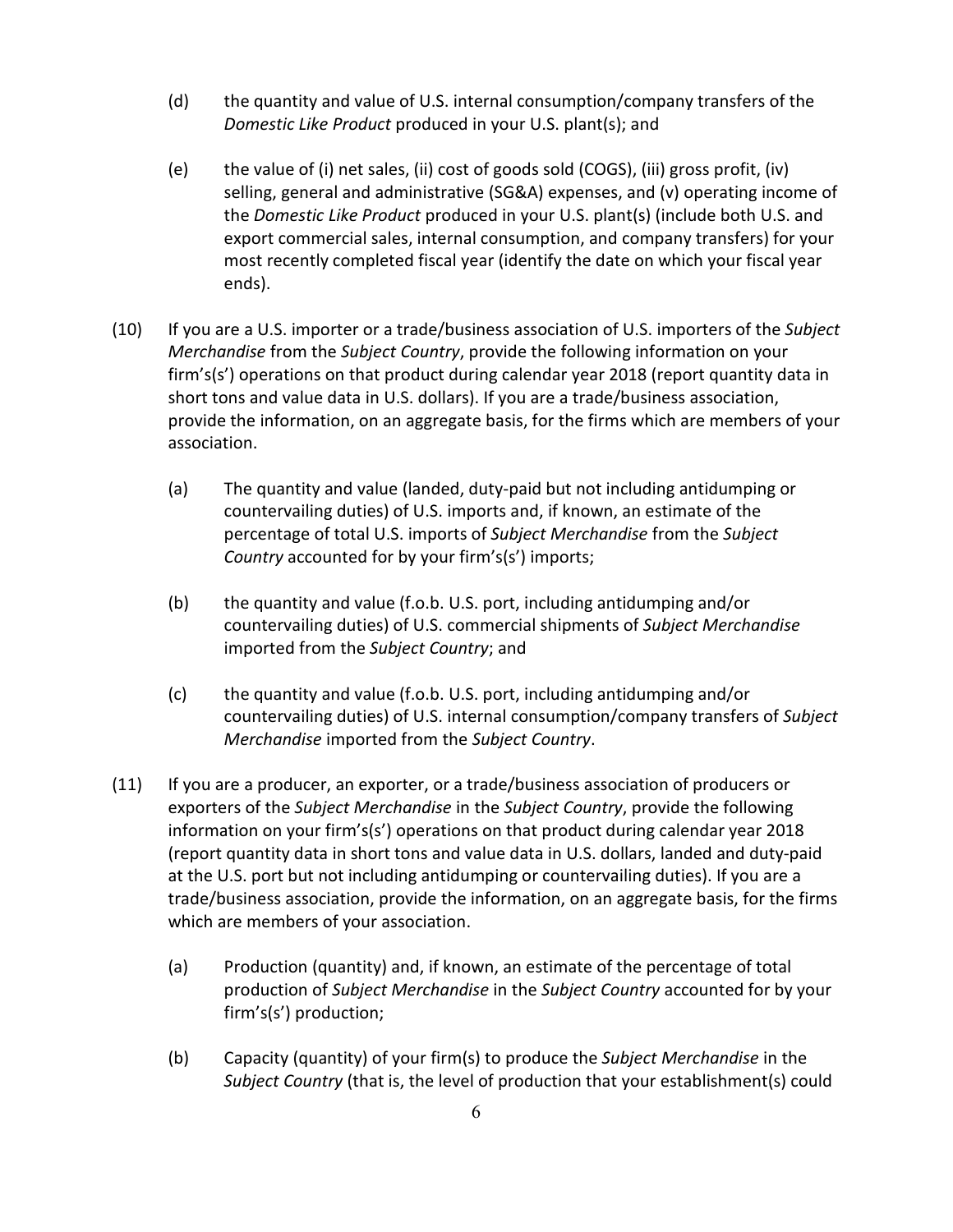(d) the quantity and value of U.S. internal consumption/company transfers of the *Domestic Like Product* produced in your U.S. plant(s); and

(e) the value of (i) net sales, (ii) cost of goods sold (COGS), (iii) gross profit, (iv) selling, general and administrative (SG&A) expenses, and (v) operating income of the *Domestic Like Product* produced in your U.S. plant(s) (include both U.S. and export commercial sales, internal consumption, and company transfers) for your most recently completed fiscal year (identify the date on which your fiscal year ends).

(10) If you are a U.S. importer or a trade/business association of U.S. importers of the *Subject Merchandise* from the *Subject Country*, provide the following information on your firm's(s') operations on that product during calendar year 2018 (report quantity data in short tons and value data in U.S. dollars). If you are a trade/business association, provide the information, on an aggregate basis, for the firms which are members of your association.

(a) The quantity and value (landed, duty-paid but not including antidumping or countervailing duties) of U.S. imports and, if known, an estimate of the percentage of total U.S. imports of *Subject Merchandise* from the *Subject Country* accounted for by your firm's(s') imports;

(b) the quantity and value (f.o.b. U.S. port, including antidumping and/or countervailing duties) of U.S. commercial shipments of *Subject Merchandise* imported from the *Subject Country*; and

(c) the quantity and value (f.o.b. U.S. port, including antidumping and/or countervailing duties) of U.S. internal consumption/company transfers of *Subject Merchandise* imported from the *Subject Country*.

(11) If you are a producer, an exporter, or a trade/business association of producers or exporters of the *Subject Merchandise* in the *Subject Country*, provide the following information on your firm's(s') operations on that product during calendar year 2018 (report quantity data in short tons and value data in U.S. dollars, landed and duty-paid at the U.S. port but not including antidumping or countervailing duties). If you are a trade/business association, provide the information, on an aggregate basis, for the firms which are members of your association.

(a) Production (quantity) and, if known, an estimate of the percentage of total production of *Subject Merchandise* in the *Subject Country* accounted for by your firm's(s') production;

(b) Capacity (quantity) of your firm(s) to produce the *Subject Merchandise* in the *Subject Country* (that is, the level of production that your establishment(s) could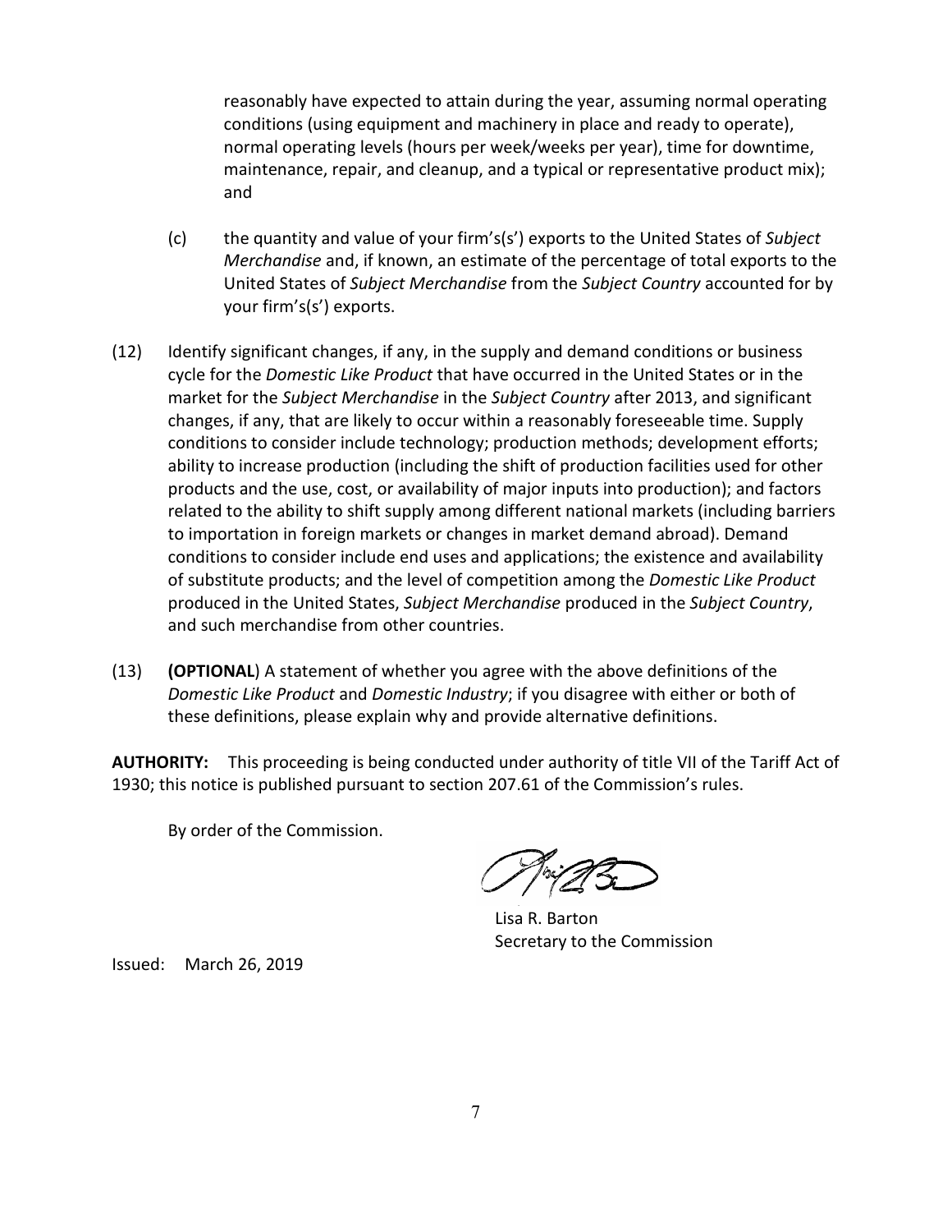reasonably have expected to attain during the year, assuming normal operating conditions (using equipment and machinery in place and ready to operate), normal operating levels (hours per week/weeks per year), time for downtime, maintenance, repair, and cleanup, and a typical or representative product mix); and

(c) the quantity and value of your firm's(s') exports to the United States of *Subject Merchandise* and, if known, an estimate of the percentage of total exports to the United States of *Subject Merchandise* from the *Subject Country* accounted for by your firm's(s') exports.

(12) Identify significant changes, if any, in the supply and demand conditions or business cycle for the *Domestic Like Product* that have occurred in the United States or in the market for the *Subject Merchandise* in the *Subject Country* after 2013, and significant changes, if any, that are likely to occur within a reasonably foreseeable time. Supply conditions to consider include technology; production methods; development efforts; ability to increase production (including the shift of production facilities used for other products and the use, cost, or availability of major inputs into production); and factors related to the ability to shift supply among different national markets (including barriers to importation in foreign markets or changes in market demand abroad). Demand conditions to consider include end uses and applications; the existence and availability of substitute products; and the level of competition among the *Domestic Like Product* produced in the United States, *Subject Merchandise* produced in the *Subject Country*, and such merchandise from other countries.

(13) **(OPTIONAL**) A statement of whether you agree with the above definitions of the *Domestic Like Product* and *Domestic Industry*; if you disagree with either or both of these definitions, please explain why and provide alternative definitions.

**AUTHORITY:** This proceeding is being conducted under authority of title VII of the Tariff Act of 1930; this notice is published pursuant to section 207.61 of the Commission's rules.

By order of the Commission.

Lisa R. Barton
Secretary to the Commission

Issued: March 26, 2019